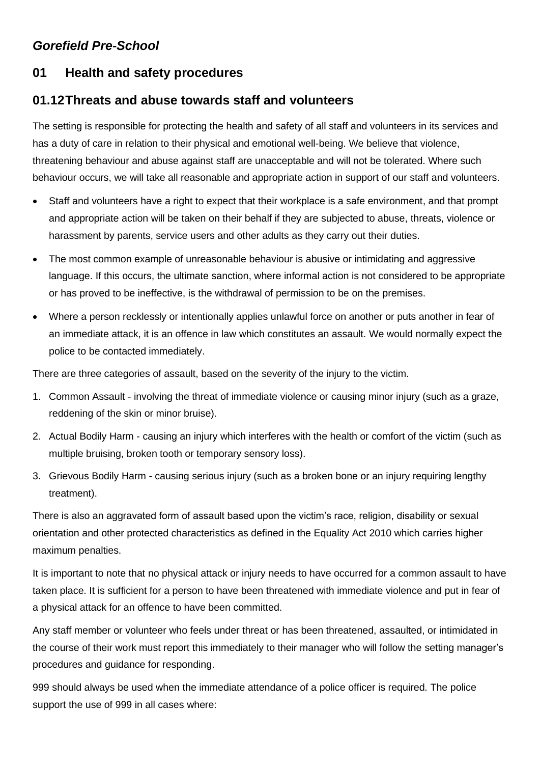***Gorefield Pre-School***

## 01 Health and safety procedures

## 01.12 Threats and abuse towards staff and volunteers

The setting is responsible for protecting the health and safety of all staff and volunteers in its services and has a duty of care in relation to their physical and emotional well-being. We believe that violence, threatening behaviour and abuse against staff are unacceptable and will not be tolerated. Where such behaviour occurs, we will take all reasonable and appropriate action in support of our staff and volunteers.

- Staff and volunteers have a right to expect that their workplace is a safe environment, and that prompt and appropriate action will be taken on their behalf if they are subjected to abuse, threats, violence or harassment by parents, service users and other adults as they carry out their duties.
- The most common example of unreasonable behaviour is abusive or intimidating and aggressive language. If this occurs, the ultimate sanction, where informal action is not considered to be appropriate or has proved to be ineffective, is the withdrawal of permission to be on the premises.
- Where a person recklessly or intentionally applies unlawful force on another or puts another in fear of an immediate attack, it is an offence in law which constitutes an assault. We would normally expect the police to be contacted immediately.

There are three categories of assault, based on the severity of the injury to the victim.

1. Common Assault - involving the threat of immediate violence or causing minor injury (such as a graze, reddening of the skin or minor bruise).
2. Actual Bodily Harm - causing an injury which interferes with the health or comfort of the victim (such as multiple bruising, broken tooth or temporary sensory loss).
3. Grievous Bodily Harm - causing serious injury (such as a broken bone or an injury requiring lengthy treatment).

There is also an aggravated form of assault based upon the victim's race, religion, disability or sexual orientation and other protected characteristics as defined in the Equality Act 2010 which carries higher maximum penalties.

It is important to note that no physical attack or injury needs to have occurred for a common assault to have taken place. It is sufficient for a person to have been threatened with immediate violence and put in fear of a physical attack for an offence to have been committed.

Any staff member or volunteer who feels under threat or has been threatened, assaulted, or intimidated in the course of their work must report this immediately to their manager who will follow the setting manager's procedures and guidance for responding.

999 should always be used when the immediate attendance of a police officer is required. The police support the use of 999 in all cases where: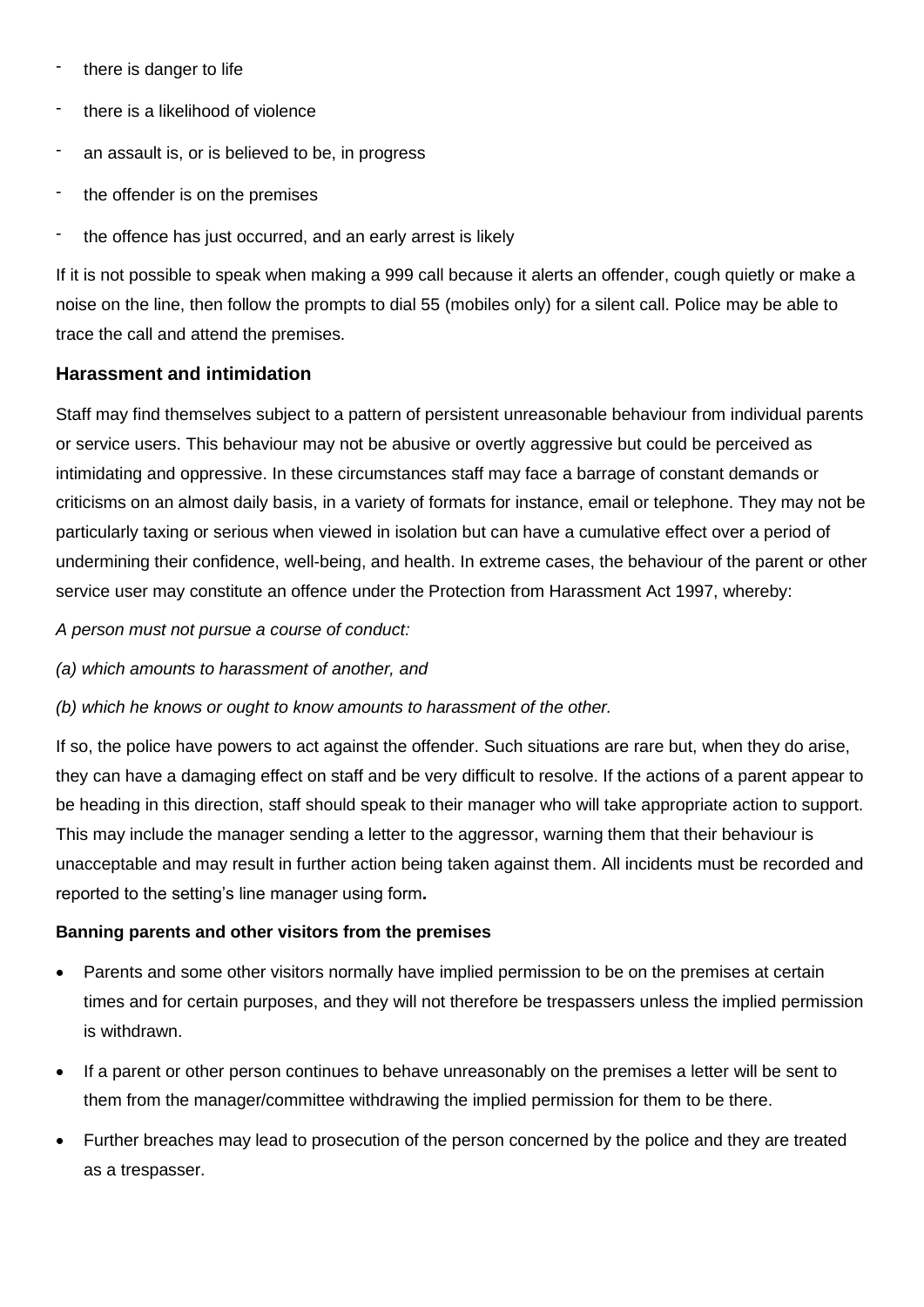- there is danger to life
- there is a likelihood of violence
- an assault is, or is believed to be, in progress
- the offender is on the premises
- the offence has just occurred, and an early arrest is likely

If it is not possible to speak when making a 999 call because it alerts an offender, cough quietly or make a noise on the line, then follow the prompts to dial 55 (mobiles only) for a silent call. Police may be able to trace the call and attend the premises.

### Harassment and intimidation

Staff may find themselves subject to a pattern of persistent unreasonable behaviour from individual parents or service users. This behaviour may not be abusive or overtly aggressive but could be perceived as intimidating and oppressive. In these circumstances staff may face a barrage of constant demands or criticisms on an almost daily basis, in a variety of formats for instance, email or telephone. They may not be particularly taxing or serious when viewed in isolation but can have a cumulative effect over a period of undermining their confidence, well-being, and health. In extreme cases, the behaviour of the parent or other service user may constitute an offence under the Protection from Harassment Act 1997, whereby:

*A person must not pursue a course of conduct:*

*(a) which amounts to harassment of another, and*

*(b) which he knows or ought to know amounts to harassment of the other.*

If so, the police have powers to act against the offender. Such situations are rare but, when they do arise, they can have a damaging effect on staff and be very difficult to resolve. If the actions of a parent appear to be heading in this direction, staff should speak to their manager who will take appropriate action to support. This may include the manager sending a letter to the aggressor, warning them that their behaviour is unacceptable and may result in further action being taken against them. All incidents must be recorded and reported to the setting's line manager using form**.**

**Banning parents and other visitors from the premises**

- Parents and some other visitors normally have implied permission to be on the premises at certain times and for certain purposes, and they will not therefore be trespassers unless the implied permission is withdrawn.
- If a parent or other person continues to behave unreasonably on the premises a letter will be sent to them from the manager/committee withdrawing the implied permission for them to be there.
- Further breaches may lead to prosecution of the person concerned by the police and they are treated as a trespasser.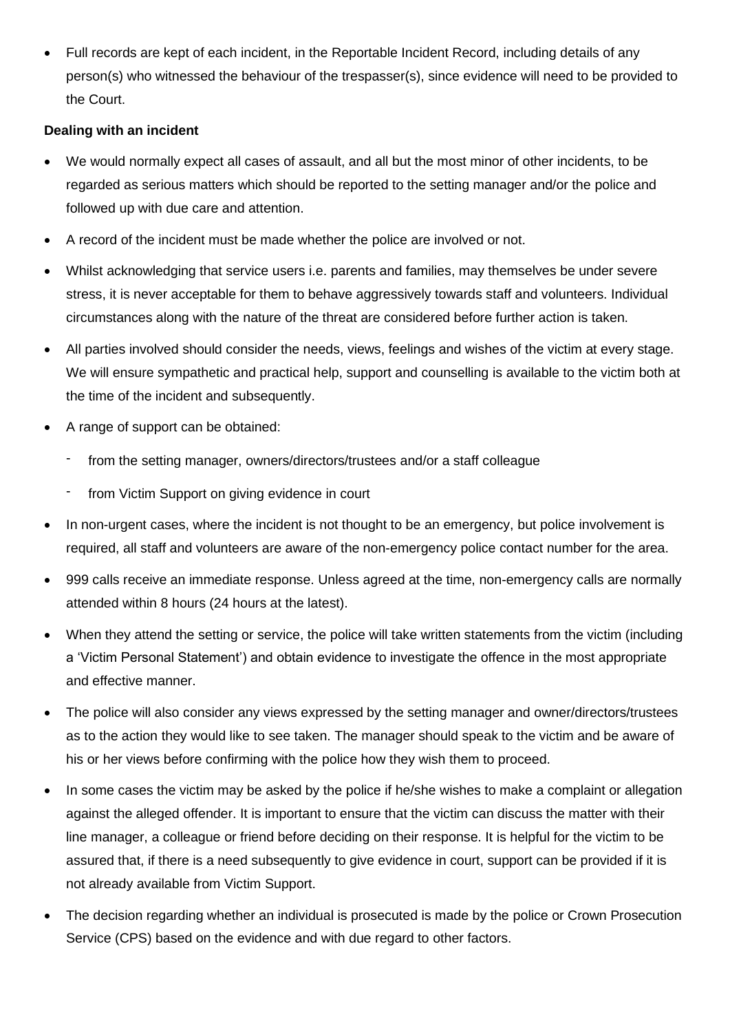- Full records are kept of each incident, in the Reportable Incident Record, including details of any person(s) who witnessed the behaviour of the trespasser(s), since evidence will need to be provided to the Court.

**Dealing with an incident**

- We would normally expect all cases of assault, and all but the most minor of other incidents, to be regarded as serious matters which should be reported to the setting manager and/or the police and followed up with due care and attention.
- A record of the incident must be made whether the police are involved or not.
- Whilst acknowledging that service users i.e. parents and families, may themselves be under severe stress, it is never acceptable for them to behave aggressively towards staff and volunteers. Individual circumstances along with the nature of the threat are considered before further action is taken.
- All parties involved should consider the needs, views, feelings and wishes of the victim at every stage. We will ensure sympathetic and practical help, support and counselling is available to the victim both at the time of the incident and subsequently.
- A range of support can be obtained:
  - from the setting manager, owners/directors/trustees and/or a staff colleague
  - from Victim Support on giving evidence in court
- In non-urgent cases, where the incident is not thought to be an emergency, but police involvement is required, all staff and volunteers are aware of the non-emergency police contact number for the area.
- 999 calls receive an immediate response. Unless agreed at the time, non-emergency calls are normally attended within 8 hours (24 hours at the latest).
- When they attend the setting or service, the police will take written statements from the victim (including a 'Victim Personal Statement') and obtain evidence to investigate the offence in the most appropriate and effective manner.
- The police will also consider any views expressed by the setting manager and owner/directors/trustees as to the action they would like to see taken. The manager should speak to the victim and be aware of his or her views before confirming with the police how they wish them to proceed.
- In some cases the victim may be asked by the police if he/she wishes to make a complaint or allegation against the alleged offender. It is important to ensure that the victim can discuss the matter with their line manager, a colleague or friend before deciding on their response. It is helpful for the victim to be assured that, if there is a need subsequently to give evidence in court, support can be provided if it is not already available from Victim Support.
- The decision regarding whether an individual is prosecuted is made by the police or Crown Prosecution Service (CPS) based on the evidence and with due regard to other factors.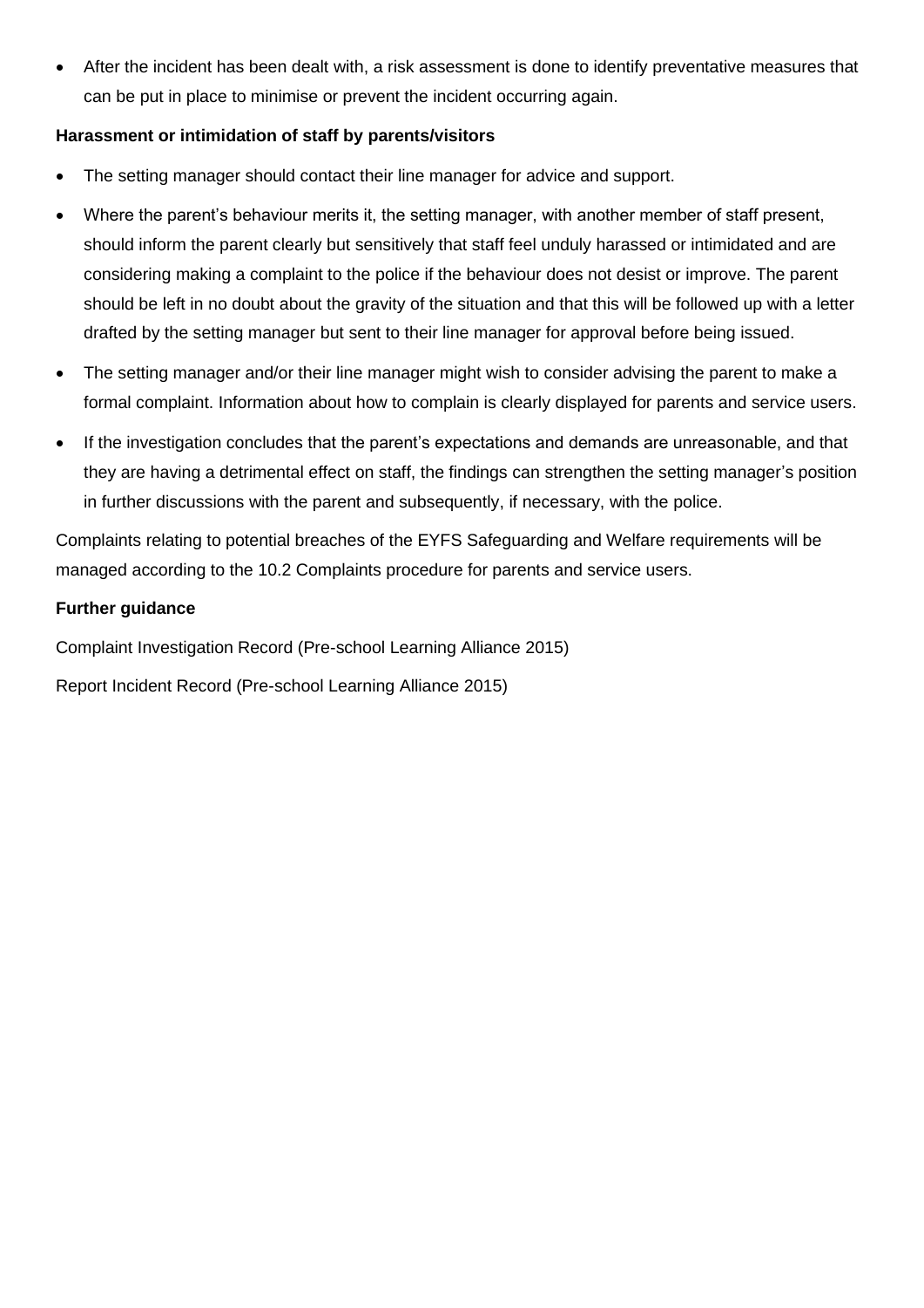- After the incident has been dealt with, a risk assessment is done to identify preventative measures that can be put in place to minimise or prevent the incident occurring again.

**Harassment or intimidation of staff by parents/visitors**

- The setting manager should contact their line manager for advice and support.
- Where the parent's behaviour merits it, the setting manager, with another member of staff present, should inform the parent clearly but sensitively that staff feel unduly harassed or intimidated and are considering making a complaint to the police if the behaviour does not desist or improve. The parent should be left in no doubt about the gravity of the situation and that this will be followed up with a letter drafted by the setting manager but sent to their line manager for approval before being issued.
- The setting manager and/or their line manager might wish to consider advising the parent to make a formal complaint. Information about how to complain is clearly displayed for parents and service users.
- If the investigation concludes that the parent's expectations and demands are unreasonable, and that they are having a detrimental effect on staff, the findings can strengthen the setting manager's position in further discussions with the parent and subsequently, if necessary, with the police.

Complaints relating to potential breaches of the EYFS Safeguarding and Welfare requirements will be managed according to the 10.2 Complaints procedure for parents and service users.

**Further guidance**

Complaint Investigation Record (Pre-school Learning Alliance 2015)

Report Incident Record (Pre-school Learning Alliance 2015)